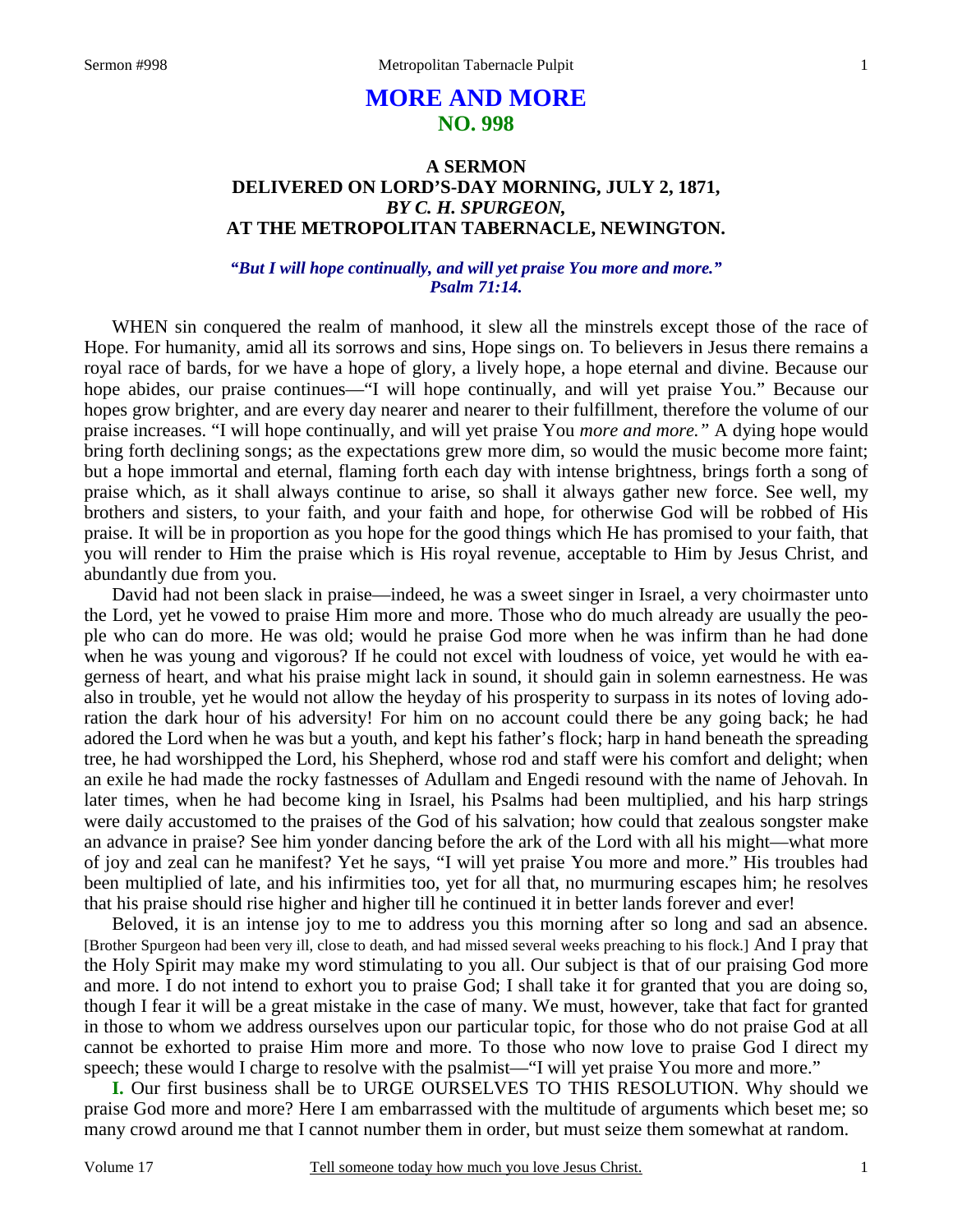# MORE AND MORE
## NO. 998

### A SERMON
### DELIVERED ON LORD'S-DAY MORNING, JULY 2, 1871,
### *BY C. H. SPURGEON,*
### AT THE METROPOLITAN TABERNACLE, NEWINGTON.

***"But I will hope continually, and will yet praise You more and more." Psalm 71:14.***

WHEN sin conquered the realm of manhood, it slew all the minstrels except those of the race of Hope. For humanity, amid all its sorrows and sins, Hope sings on. To believers in Jesus there remains a royal race of bards, for we have a hope of glory, a lively hope, a hope eternal and divine. Because our hope abides, our praise continues—"I will hope continually, and will yet praise You." Because our hopes grow brighter, and are every day nearer and nearer to their fulfillment, therefore the volume of our praise increases. "I will hope continually, and will yet praise You *more and more."* A dying hope would bring forth declining songs; as the expectations grew more dim, so would the music become more faint; but a hope immortal and eternal, flaming forth each day with intense brightness, brings forth a song of praise which, as it shall always continue to arise, so shall it always gather new force. See well, my brothers and sisters, to your faith, and your faith and hope, for otherwise God will be robbed of His praise. It will be in proportion as you hope for the good things which He has promised to your faith, that you will render to Him the praise which is His royal revenue, acceptable to Him by Jesus Christ, and abundantly due from you.

David had not been slack in praise—indeed, he was a sweet singer in Israel, a very choirmaster unto the Lord, yet he vowed to praise Him more and more. Those who do much already are usually the people who can do more. He was old; would he praise God more when he was infirm than he had done when he was young and vigorous? If he could not excel with loudness of voice, yet would he with eagerness of heart, and what his praise might lack in sound, it should gain in solemn earnestness. He was also in trouble, yet he would not allow the heyday of his prosperity to surpass in its notes of loving adoration the dark hour of his adversity! For him on no account could there be any going back; he had adored the Lord when he was but a youth, and kept his father's flock; harp in hand beneath the spreading tree, he had worshipped the Lord, his Shepherd, whose rod and staff were his comfort and delight; when an exile he had made the rocky fastnesses of Adullam and Engedi resound with the name of Jehovah. In later times, when he had become king in Israel, his Psalms had been multiplied, and his harp strings were daily accustomed to the praises of the God of his salvation; how could that zealous songster make an advance in praise? See him yonder dancing before the ark of the Lord with all his might—what more of joy and zeal can he manifest? Yet he says, "I will yet praise You more and more." His troubles had been multiplied of late, and his infirmities too, yet for all that, no murmuring escapes him; he resolves that his praise should rise higher and higher till he continued it in better lands forever and ever!

Beloved, it is an intense joy to me to address you this morning after so long and sad an absence. [Brother Spurgeon had been very ill, close to death, and had missed several weeks preaching to his flock.] And I pray that the Holy Spirit may make my word stimulating to you all. Our subject is that of our praising God more and more. I do not intend to exhort you to praise God; I shall take it for granted that you are doing so, though I fear it will be a great mistake in the case of many. We must, however, take that fact for granted in those to whom we address ourselves upon our particular topic, for those who do not praise God at all cannot be exhorted to praise Him more and more. To those who now love to praise God I direct my speech; these would I charge to resolve with the psalmist—"I will yet praise You more and more."

**I.** Our first business shall be to URGE OURSELVES TO THIS RESOLUTION. Why should we praise God more and more? Here I am embarrassed with the multitude of arguments which beset me; so many crowd around me that I cannot number them in order, but must seize them somewhat at random.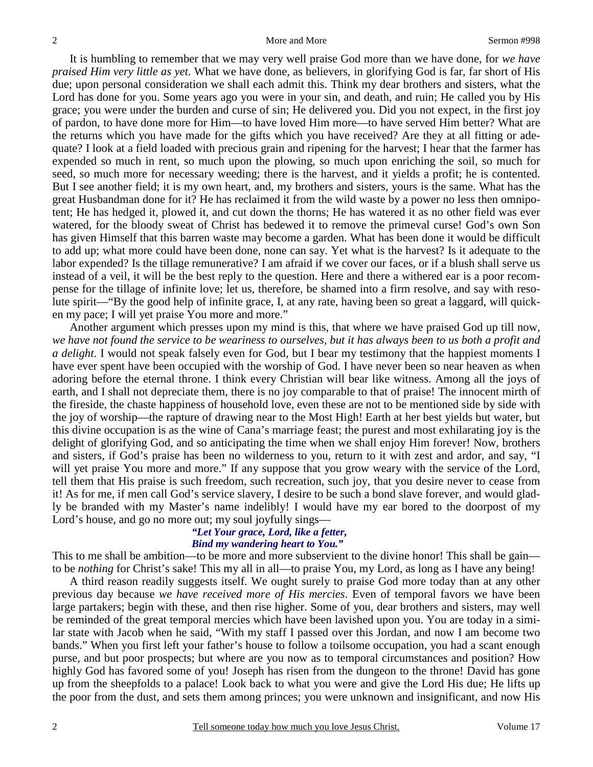It is humbling to remember that we may very well praise God more than we have done, for *we have praised Him very little as yet*. What we have done, as believers, in glorifying God is far, far short of His due; upon personal consideration we shall each admit this. Think my dear brothers and sisters, what the Lord has done for you. Some years ago you were in your sin, and death, and ruin; He called you by His grace; you were under the burden and curse of sin; He delivered you. Did you not expect, in the first joy of pardon, to have done more for Him—to have loved Him more—to have served Him better? What are the returns which you have made for the gifts which you have received? Are they at all fitting or adequate? I look at a field loaded with precious grain and ripening for the harvest; I hear that the farmer has expended so much in rent, so much upon the plowing, so much upon enriching the soil, so much for seed, so much more for necessary weeding; there is the harvest, and it yields a profit; he is contented. But I see another field; it is my own heart, and, my brothers and sisters, yours is the same. What has the great Husbandman done for it? He has reclaimed it from the wild waste by a power no less then omnipotent; He has hedged it, plowed it, and cut down the thorns; He has watered it as no other field was ever watered, for the bloody sweat of Christ has bedewed it to remove the primeval curse! God's own Son has given Himself that this barren waste may become a garden. What has been done it would be difficult to add up; what more could have been done, none can say. Yet what is the harvest? Is it adequate to the labor expended? Is the tillage remunerative? I am afraid if we cover our faces, or if a blush shall serve us instead of a veil, it will be the best reply to the question. Here and there a withered ear is a poor recompense for the tillage of infinite love; let us, therefore, be shamed into a firm resolve, and say with resolute spirit—"By the good help of infinite grace, I, at any rate, having been so great a laggard, will quicken my pace; I will yet praise You more and more."

Another argument which presses upon my mind is this, that where we have praised God up till now, *we have not found the service to be weariness to ourselves, but it has always been to us both a profit and a delight*. I would not speak falsely even for God, but I bear my testimony that the happiest moments I have ever spent have been occupied with the worship of God. I have never been so near heaven as when adoring before the eternal throne. I think every Christian will bear like witness. Among all the joys of earth, and I shall not depreciate them, there is no joy comparable to that of praise! The innocent mirth of the fireside, the chaste happiness of household love, even these are not to be mentioned side by side with the joy of worship—the rapture of drawing near to the Most High! Earth at her best yields but water, but this divine occupation is as the wine of Cana's marriage feast; the purest and most exhilarating joy is the delight of glorifying God, and so anticipating the time when we shall enjoy Him forever! Now, brothers and sisters, if God's praise has been no wilderness to you, return to it with zest and ardor, and say, "I will yet praise You more and more." If any suppose that you grow weary with the service of the Lord, tell them that His praise is such freedom, such recreation, such joy, that you desire never to cease from it! As for me, if men call God's service slavery, I desire to be such a bond slave forever, and would gladly be branded with my Master's name indelibly! I would have my ear bored to the doorpost of my Lord's house, and go no more out; my soul joyfully sings—

> ***"Let Your grace, Lord, like a fetter,***
> ***Bind my wandering heart to You."***

This to me shall be ambition—to be more and more subservient to the divine honor! This shall be gain—to be *nothing* for Christ's sake! This my all in all—to praise You, my Lord, as long as I have any being!

A third reason readily suggests itself. We ought surely to praise God more today than at any other previous day because *we have received more of His mercies*. Even of temporal favors we have been large partakers; begin with these, and then rise higher. Some of you, dear brothers and sisters, may well be reminded of the great temporal mercies which have been lavished upon you. You are today in a similar state with Jacob when he said, "With my staff I passed over this Jordan, and now I am become two bands." When you first left your father's house to follow a toilsome occupation, you had a scant enough purse, and but poor prospects; but where are you now as to temporal circumstances and position? How highly God has favored some of you! Joseph has risen from the dungeon to the throne! David has gone up from the sheepfolds to a palace! Look back to what you were and give the Lord His due; He lifts up the poor from the dust, and sets them among princes; you were unknown and insignificant, and now His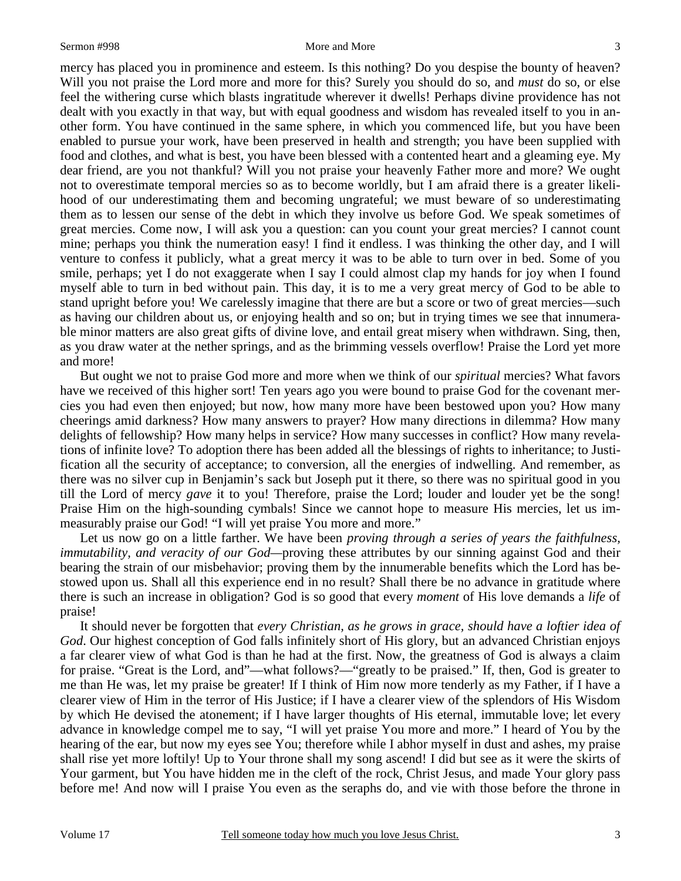mercy has placed you in prominence and esteem. Is this nothing? Do you despise the bounty of heaven? Will you not praise the Lord more and more for this? Surely you should do so, and *must* do so, or else feel the withering curse which blasts ingratitude wherever it dwells! Perhaps divine providence has not dealt with you exactly in that way, but with equal goodness and wisdom has revealed itself to you in another form. You have continued in the same sphere, in which you commenced life, but you have been enabled to pursue your work, have been preserved in health and strength; you have been supplied with food and clothes, and what is best, you have been blessed with a contented heart and a gleaming eye. My dear friend, are you not thankful? Will you not praise your heavenly Father more and more? We ought not to overestimate temporal mercies so as to become worldly, but I am afraid there is a greater likelihood of our underestimating them and becoming ungrateful; we must beware of so underestimating them as to lessen our sense of the debt in which they involve us before God. We speak sometimes of great mercies. Come now, I will ask you a question: can you count your great mercies? I cannot count mine; perhaps you think the numeration easy! I find it endless. I was thinking the other day, and I will venture to confess it publicly, what a great mercy it was to be able to turn over in bed. Some of you smile, perhaps; yet I do not exaggerate when I say I could almost clap my hands for joy when I found myself able to turn in bed without pain. This day, it is to me a very great mercy of God to be able to stand upright before you! We carelessly imagine that there are but a score or two of great mercies—such as having our children about us, or enjoying health and so on; but in trying times we see that innumerable minor matters are also great gifts of divine love, and entail great misery when withdrawn. Sing, then, as you draw water at the nether springs, and as the brimming vessels overflow! Praise the Lord yet more and more!

But ought we not to praise God more and more when we think of our *spiritual* mercies? What favors have we received of this higher sort! Ten years ago you were bound to praise God for the covenant mercies you had even then enjoyed; but now, how many more have been bestowed upon you? How many cheerings amid darkness? How many answers to prayer? How many directions in dilemma? How many delights of fellowship? How many helps in service? How many successes in conflict? How many revelations of infinite love? To adoption there has been added all the blessings of rights to inheritance; to Justification all the security of acceptance; to conversion, all the energies of indwelling. And remember, as there was no silver cup in Benjamin's sack but Joseph put it there, so there was no spiritual good in you till the Lord of mercy *gave* it to you! Therefore, praise the Lord; louder and louder yet be the song! Praise Him on the high-sounding cymbals! Since we cannot hope to measure His mercies, let us immeasurably praise our God! "I will yet praise You more and more."

Let us now go on a little farther. We have been *proving through a series of years the faithfulness, immutability, and veracity of our God*—proving these attributes by our sinning against God and their bearing the strain of our misbehavior; proving them by the innumerable benefits which the Lord has bestowed upon us. Shall all this experience end in no result? Shall there be no advance in gratitude where there is such an increase in obligation? God is so good that every *moment* of His love demands a *life* of praise!

It should never be forgotten that *every Christian, as he grows in grace, should have a loftier idea of God*. Our highest conception of God falls infinitely short of His glory, but an advanced Christian enjoys a far clearer view of what God is than he had at the first. Now, the greatness of God is always a claim for praise. "Great is the Lord, and"—what follows?—"greatly to be praised." If, then, God is greater to me than He was, let my praise be greater! If I think of Him now more tenderly as my Father, if I have a clearer view of Him in the terror of His Justice; if I have a clearer view of the splendors of His Wisdom by which He devised the atonement; if I have larger thoughts of His eternal, immutable love; let every advance in knowledge compel me to say, "I will yet praise You more and more." I heard of You by the hearing of the ear, but now my eyes see You; therefore while I abhor myself in dust and ashes, my praise shall rise yet more loftily! Up to Your throne shall my song ascend! I did but see as it were the skirts of Your garment, but You have hidden me in the cleft of the rock, Christ Jesus, and made Your glory pass before me! And now will I praise You even as the seraphs do, and vie with those before the throne in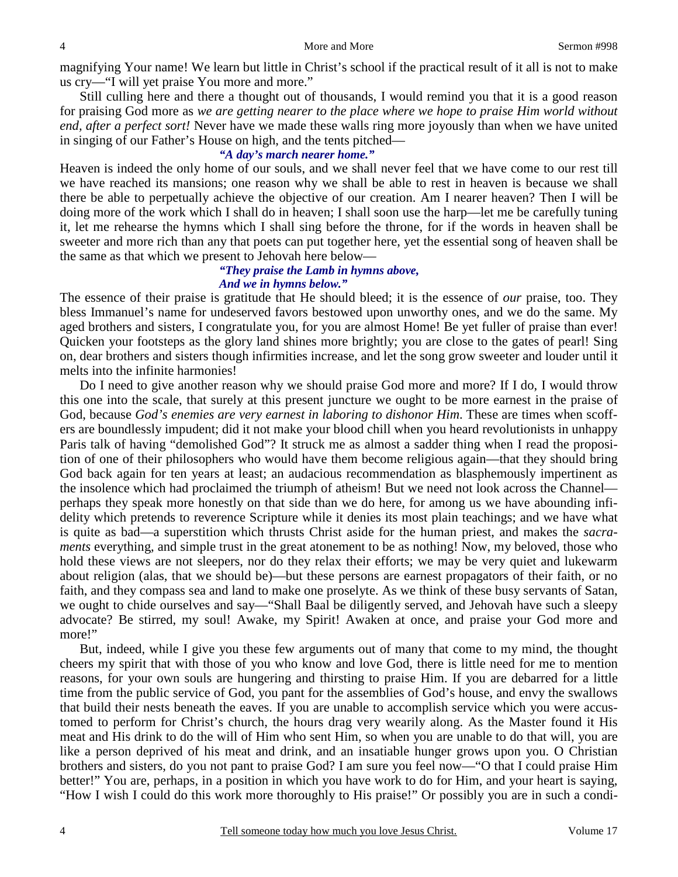magnifying Your name! We learn but little in Christ's school if the practical result of it all is not to make us cry—"I will yet praise You more and more."

Still culling here and there a thought out of thousands, I would remind you that it is a good reason for praising God more as *we are getting nearer to the place where we hope to praise Him world without end, after a perfect sort!* Never have we made these walls ring more joyously than when we have united in singing of our Father's House on high, and the tents pitched—

> ***"A day's march nearer home."***

Heaven is indeed the only home of our souls, and we shall never feel that we have come to our rest till we have reached its mansions; one reason why we shall be able to rest in heaven is because we shall there be able to perpetually achieve the objective of our creation. Am I nearer heaven? Then I will be doing more of the work which I shall do in heaven; I shall soon use the harp—let me be carefully tuning it, let me rehearse the hymns which I shall sing before the throne, for if the words in heaven shall be sweeter and more rich than any that poets can put together here, yet the essential song of heaven shall be the same as that which we present to Jehovah here below—

> ***"They praise the Lamb in hymns above,***
> ***And we in hymns below."***

The essence of their praise is gratitude that He should bleed; it is the essence of *our* praise, too. They bless Immanuel's name for undeserved favors bestowed upon unworthy ones, and we do the same. My aged brothers and sisters, I congratulate you, for you are almost Home! Be yet fuller of praise than ever! Quicken your footsteps as the glory land shines more brightly; you are close to the gates of pearl! Sing on, dear brothers and sisters though infirmities increase, and let the song grow sweeter and louder until it melts into the infinite harmonies!

Do I need to give another reason why we should praise God more and more? If I do, I would throw this one into the scale, that surely at this present juncture we ought to be more earnest in the praise of God, because *God's enemies are very earnest in laboring to dishonor Him*. These are times when scoffers are boundlessly impudent; did it not make your blood chill when you heard revolutionists in unhappy Paris talk of having "demolished God"? It struck me as almost a sadder thing when I read the proposition of one of their philosophers who would have them become religious again—that they should bring God back again for ten years at least; an audacious recommendation as blasphemously impertinent as the insolence which had proclaimed the triumph of atheism! But we need not look across the Channel—perhaps they speak more honestly on that side than we do here, for among us we have abounding infidelity which pretends to reverence Scripture while it denies its most plain teachings; and we have what is quite as bad—a superstition which thrusts Christ aside for the human priest, and makes the *sacraments* everything, and simple trust in the great atonement to be as nothing! Now, my beloved, those who hold these views are not sleepers, nor do they relax their efforts; we may be very quiet and lukewarm about religion (alas, that we should be)—but these persons are earnest propagators of their faith, or no faith, and they compass sea and land to make one proselyte. As we think of these busy servants of Satan, we ought to chide ourselves and say—"Shall Baal be diligently served, and Jehovah have such a sleepy advocate? Be stirred, my soul! Awake, my Spirit! Awaken at once, and praise your God more and more!"

But, indeed, while I give you these few arguments out of many that come to my mind, the thought cheers my spirit that with those of you who know and love God, there is little need for me to mention reasons, for your own souls are hungering and thirsting to praise Him. If you are debarred for a little time from the public service of God, you pant for the assemblies of God's house, and envy the swallows that build their nests beneath the eaves. If you are unable to accomplish service which you were accustomed to perform for Christ's church, the hours drag very wearily along. As the Master found it His meat and His drink to do the will of Him who sent Him, so when you are unable to do that will, you are like a person deprived of his meat and drink, and an insatiable hunger grows upon you. O Christian brothers and sisters, do you not pant to praise God? I am sure you feel now—"O that I could praise Him better!" You are, perhaps, in a position in which you have work to do for Him, and your heart is saying, "How I wish I could do this work more thoroughly to His praise!" Or possibly you are in such a condi-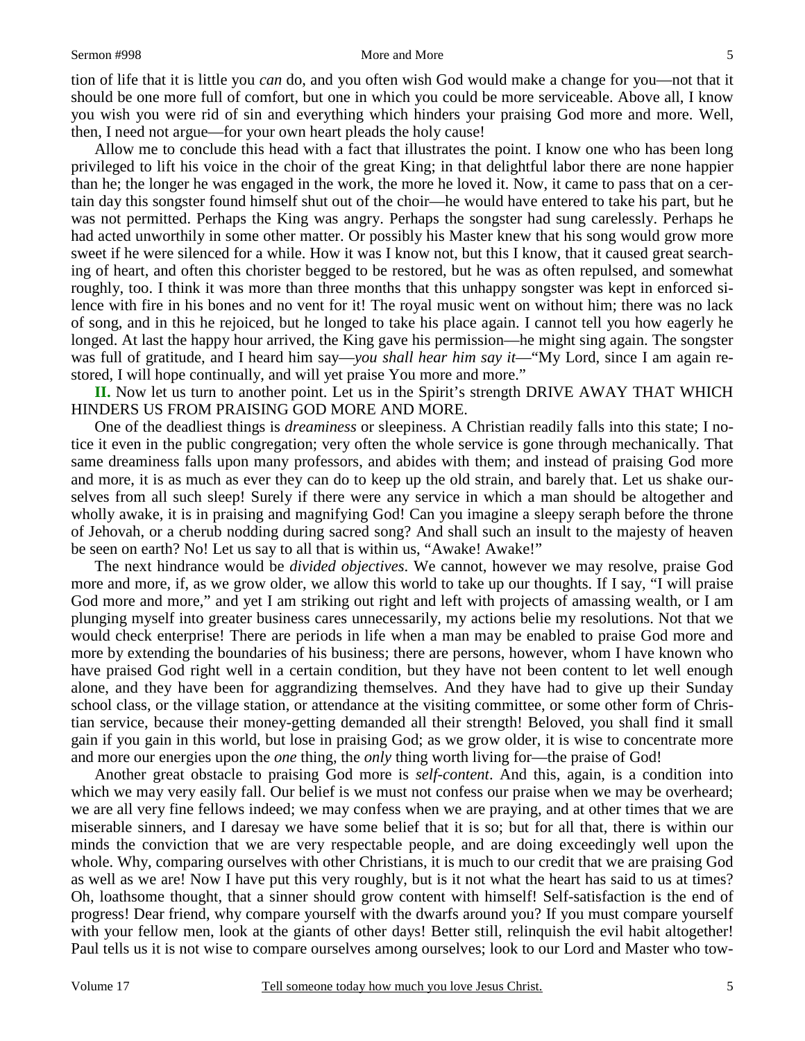tion of life that it is little you *can* do, and you often wish God would make a change for you—not that it should be one more full of comfort, but one in which you could be more serviceable. Above all, I know you wish you were rid of sin and everything which hinders your praising God more and more. Well, then, I need not argue—for your own heart pleads the holy cause!

Allow me to conclude this head with a fact that illustrates the point. I know one who has been long privileged to lift his voice in the choir of the great King; in that delightful labor there are none happier than he; the longer he was engaged in the work, the more he loved it. Now, it came to pass that on a certain day this songster found himself shut out of the choir—he would have entered to take his part, but he was not permitted. Perhaps the King was angry. Perhaps the songster had sung carelessly. Perhaps he had acted unworthily in some other matter. Or possibly his Master knew that his song would grow more sweet if he were silenced for a while. How it was I know not, but this I know, that it caused great searching of heart, and often this chorister begged to be restored, but he was as often repulsed, and somewhat roughly, too. I think it was more than three months that this unhappy songster was kept in enforced silence with fire in his bones and no vent for it! The royal music went on without him; there was no lack of song, and in this he rejoiced, but he longed to take his place again. I cannot tell you how eagerly he longed. At last the happy hour arrived, the King gave his permission—he might sing again. The songster was full of gratitude, and I heard him say—*you shall hear him say it*—"My Lord, since I am again restored, I will hope continually, and will yet praise You more and more."

**II.** Now let us turn to another point. Let us in the Spirit's strength DRIVE AWAY THAT WHICH HINDERS US FROM PRAISING GOD MORE AND MORE.

One of the deadliest things is *dreaminess* or sleepiness. A Christian readily falls into this state; I notice it even in the public congregation; very often the whole service is gone through mechanically. That same dreaminess falls upon many professors, and abides with them; and instead of praising God more and more, it is as much as ever they can do to keep up the old strain, and barely that. Let us shake ourselves from all such sleep! Surely if there were any service in which a man should be altogether and wholly awake, it is in praising and magnifying God! Can you imagine a sleepy seraph before the throne of Jehovah, or a cherub nodding during sacred song? And shall such an insult to the majesty of heaven be seen on earth? No! Let us say to all that is within us, "Awake! Awake!"

The next hindrance would be *divided objectives*. We cannot, however we may resolve, praise God more and more, if, as we grow older, we allow this world to take up our thoughts. If I say, "I will praise God more and more," and yet I am striking out right and left with projects of amassing wealth, or I am plunging myself into greater business cares unnecessarily, my actions belie my resolutions. Not that we would check enterprise! There are periods in life when a man may be enabled to praise God more and more by extending the boundaries of his business; there are persons, however, whom I have known who have praised God right well in a certain condition, but they have not been content to let well enough alone, and they have been for aggrandizing themselves. And they have had to give up their Sunday school class, or the village station, or attendance at the visiting committee, or some other form of Christian service, because their money-getting demanded all their strength! Beloved, you shall find it small gain if you gain in this world, but lose in praising God; as we grow older, it is wise to concentrate more and more our energies upon the *one* thing, the *only* thing worth living for—the praise of God!

Another great obstacle to praising God more is *self-content*. And this, again, is a condition into which we may very easily fall. Our belief is we must not confess our praise when we may be overheard; we are all very fine fellows indeed; we may confess when we are praying, and at other times that we are miserable sinners, and I daresay we have some belief that it is so; but for all that, there is within our minds the conviction that we are very respectable people, and are doing exceedingly well upon the whole. Why, comparing ourselves with other Christians, it is much to our credit that we are praising God as well as we are! Now I have put this very roughly, but is it not what the heart has said to us at times? Oh, loathsome thought, that a sinner should grow content with himself! Self-satisfaction is the end of progress! Dear friend, why compare yourself with the dwarfs around you? If you must compare yourself with your fellow men, look at the giants of other days! Better still, relinquish the evil habit altogether! Paul tells us it is not wise to compare ourselves among ourselves; look to our Lord and Master who tow-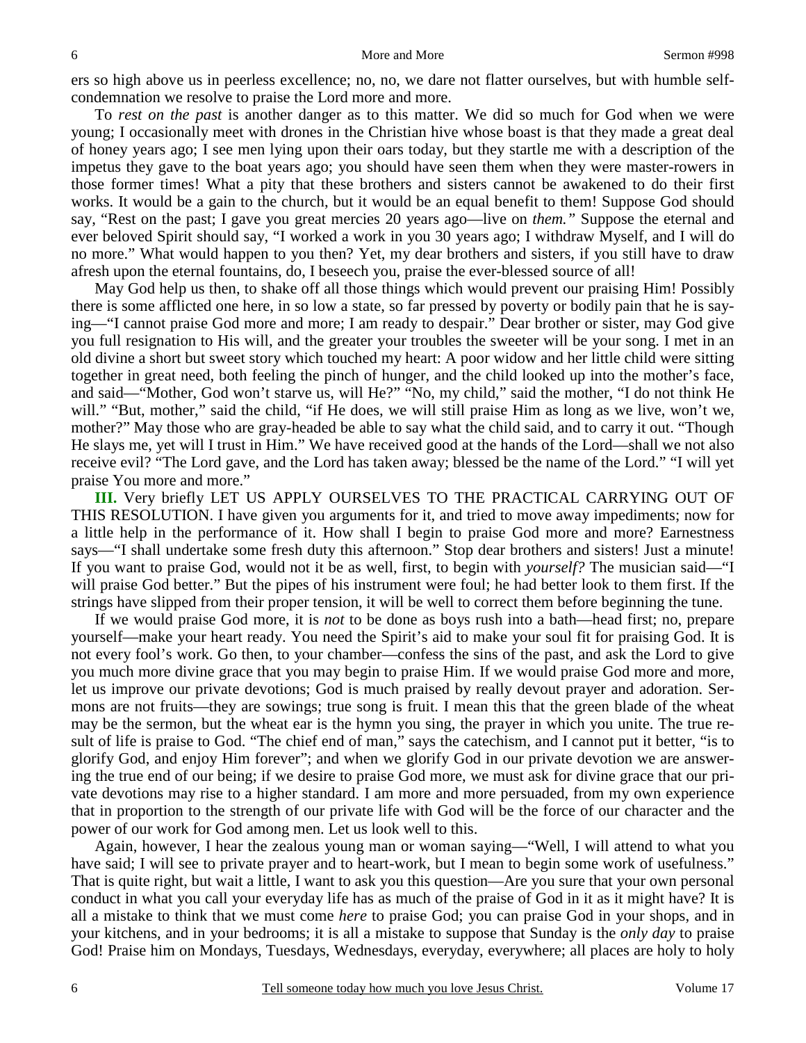ers so high above us in peerless excellence; no, no, we dare not flatter ourselves, but with humble self-condemnation we resolve to praise the Lord more and more.

To *rest on the past* is another danger as to this matter. We did so much for God when we were young; I occasionally meet with drones in the Christian hive whose boast is that they made a great deal of honey years ago; I see men lying upon their oars today, but they startle me with a description of the impetus they gave to the boat years ago; you should have seen them when they were master-rowers in those former times! What a pity that these brothers and sisters cannot be awakened to do their first works. It would be a gain to the church, but it would be an equal benefit to them! Suppose God should say, "Rest on the past; I gave you great mercies 20 years ago—live on *them."* Suppose the eternal and ever beloved Spirit should say, "I worked a work in you 30 years ago; I withdraw Myself, and I will do no more." What would happen to you then? Yet, my dear brothers and sisters, if you still have to draw afresh upon the eternal fountains, do, I beseech you, praise the ever-blessed source of all!

May God help us then, to shake off all those things which would prevent our praising Him! Possibly there is some afflicted one here, in so low a state, so far pressed by poverty or bodily pain that he is saying—"I cannot praise God more and more; I am ready to despair." Dear brother or sister, may God give you full resignation to His will, and the greater your troubles the sweeter will be your song. I met in an old divine a short but sweet story which touched my heart: A poor widow and her little child were sitting together in great need, both feeling the pinch of hunger, and the child looked up into the mother's face, and said—"Mother, God won't starve us, will He?" "No, my child," said the mother, "I do not think He will." "But, mother," said the child, "if He does, we will still praise Him as long as we live, won't we, mother?" May those who are gray-headed be able to say what the child said, and to carry it out. "Though He slays me, yet will I trust in Him." We have received good at the hands of the Lord—shall we not also receive evil? "The Lord gave, and the Lord has taken away; blessed be the name of the Lord." "I will yet praise You more and more."

**III.** Very briefly LET US APPLY OURSELVES TO THE PRACTICAL CARRYING OUT OF THIS RESOLUTION. I have given you arguments for it, and tried to move away impediments; now for a little help in the performance of it. How shall I begin to praise God more and more? Earnestness says—"I shall undertake some fresh duty this afternoon." Stop dear brothers and sisters! Just a minute! If you want to praise God, would not it be as well, first, to begin with *yourself?* The musician said—"I will praise God better." But the pipes of his instrument were foul; he had better look to them first. If the strings have slipped from their proper tension, it will be well to correct them before beginning the tune.

If we would praise God more, it is *not* to be done as boys rush into a bath—head first; no, prepare yourself—make your heart ready. You need the Spirit's aid to make your soul fit for praising God. It is not every fool's work. Go then, to your chamber—confess the sins of the past, and ask the Lord to give you much more divine grace that you may begin to praise Him. If we would praise God more and more, let us improve our private devotions; God is much praised by really devout prayer and adoration. Sermons are not fruits—they are sowings; true song is fruit. I mean this that the green blade of the wheat may be the sermon, but the wheat ear is the hymn you sing, the prayer in which you unite. The true result of life is praise to God. "The chief end of man," says the catechism, and I cannot put it better, "is to glorify God, and enjoy Him forever"; and when we glorify God in our private devotion we are answering the true end of our being; if we desire to praise God more, we must ask for divine grace that our private devotions may rise to a higher standard. I am more and more persuaded, from my own experience that in proportion to the strength of our private life with God will be the force of our character and the power of our work for God among men. Let us look well to this.

Again, however, I hear the zealous young man or woman saying—"Well, I will attend to what you have said; I will see to private prayer and to heart-work, but I mean to begin some work of usefulness." That is quite right, but wait a little, I want to ask you this question—Are you sure that your own personal conduct in what you call your everyday life has as much of the praise of God in it as it might have? It is all a mistake to think that we must come *here* to praise God; you can praise God in your shops, and in your kitchens, and in your bedrooms; it is all a mistake to suppose that Sunday is the *only day* to praise God! Praise him on Mondays, Tuesdays, Wednesdays, everyday, everywhere; all places are holy to holy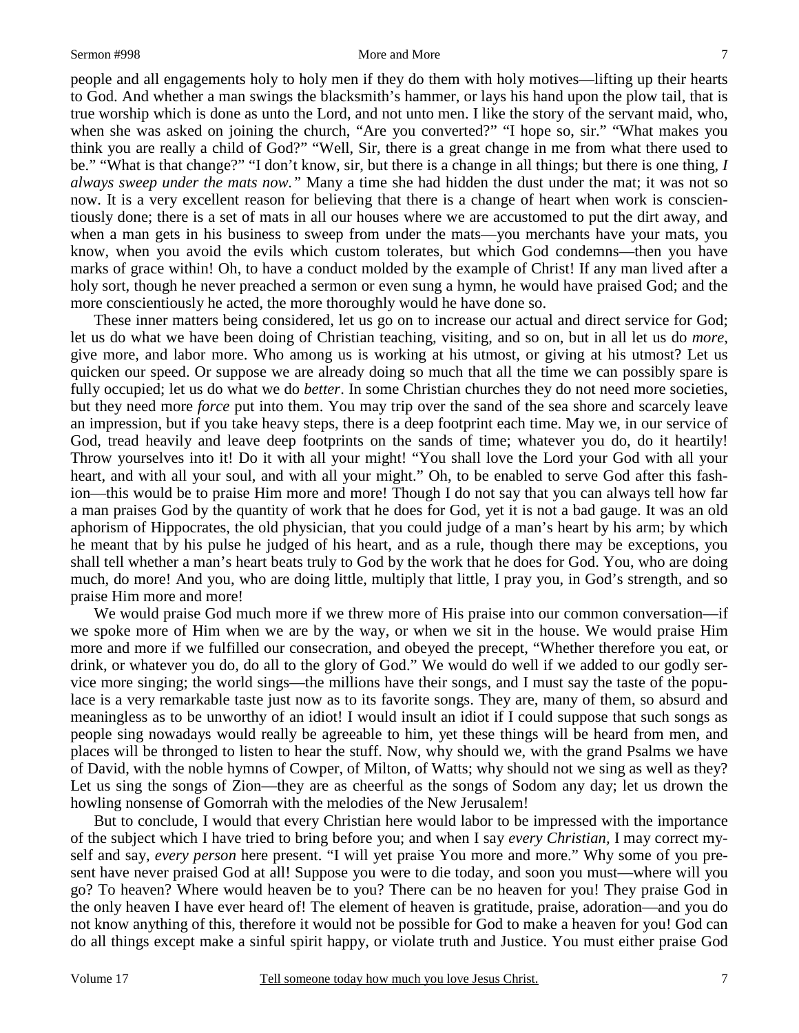people and all engagements holy to holy men if they do them with holy motives—lifting up their hearts to God. And whether a man swings the blacksmith's hammer, or lays his hand upon the plow tail, that is true worship which is done as unto the Lord, and not unto men. I like the story of the servant maid, who, when she was asked on joining the church, "Are you converted?" "I hope so, sir." "What makes you think you are really a child of God?" "Well, Sir, there is a great change in me from what there used to be." "What is that change?" "I don't know, sir, but there is a change in all things; but there is one thing, *I always sweep under the mats now."* Many a time she had hidden the dust under the mat; it was not so now. It is a very excellent reason for believing that there is a change of heart when work is conscientiously done; there is a set of mats in all our houses where we are accustomed to put the dirt away, and when a man gets in his business to sweep from under the mats—you merchants have your mats, you know, when you avoid the evils which custom tolerates, but which God condemns—then you have marks of grace within! Oh, to have a conduct molded by the example of Christ! If any man lived after a holy sort, though he never preached a sermon or even sung a hymn, he would have praised God; and the more conscientiously he acted, the more thoroughly would he have done so.

These inner matters being considered, let us go on to increase our actual and direct service for God; let us do what we have been doing of Christian teaching, visiting, and so on, but in all let us do *more*, give more, and labor more. Who among us is working at his utmost, or giving at his utmost? Let us quicken our speed. Or suppose we are already doing so much that all the time we can possibly spare is fully occupied; let us do what we do *better*. In some Christian churches they do not need more societies, but they need more *force* put into them. You may trip over the sand of the sea shore and scarcely leave an impression, but if you take heavy steps, there is a deep footprint each time. May we, in our service of God, tread heavily and leave deep footprints on the sands of time; whatever you do, do it heartily! Throw yourselves into it! Do it with all your might! "You shall love the Lord your God with all your heart, and with all your soul, and with all your might." Oh, to be enabled to serve God after this fashion—this would be to praise Him more and more! Though I do not say that you can always tell how far a man praises God by the quantity of work that he does for God, yet it is not a bad gauge. It was an old aphorism of Hippocrates, the old physician, that you could judge of a man's heart by his arm; by which he meant that by his pulse he judged of his heart, and as a rule, though there may be exceptions, you shall tell whether a man's heart beats truly to God by the work that he does for God. You, who are doing much, do more! And you, who are doing little, multiply that little, I pray you, in God's strength, and so praise Him more and more!

We would praise God much more if we threw more of His praise into our common conversation—if we spoke more of Him when we are by the way, or when we sit in the house. We would praise Him more and more if we fulfilled our consecration, and obeyed the precept, "Whether therefore you eat, or drink, or whatever you do, do all to the glory of God." We would do well if we added to our godly service more singing; the world sings—the millions have their songs, and I must say the taste of the populace is a very remarkable taste just now as to its favorite songs. They are, many of them, so absurd and meaningless as to be unworthy of an idiot! I would insult an idiot if I could suppose that such songs as people sing nowadays would really be agreeable to him, yet these things will be heard from men, and places will be thronged to listen to hear the stuff. Now, why should we, with the grand Psalms we have of David, with the noble hymns of Cowper, of Milton, of Watts; why should not we sing as well as they? Let us sing the songs of Zion—they are as cheerful as the songs of Sodom any day; let us drown the howling nonsense of Gomorrah with the melodies of the New Jerusalem!

But to conclude, I would that every Christian here would labor to be impressed with the importance of the subject which I have tried to bring before you; and when I say *every Christian,* I may correct myself and say, *every person* here present. "I will yet praise You more and more." Why some of you present have never praised God at all! Suppose you were to die today, and soon you must—where will you go? To heaven? Where would heaven be to you? There can be no heaven for you! They praise God in the only heaven I have ever heard of! The element of heaven is gratitude, praise, adoration—and you do not know anything of this, therefore it would not be possible for God to make a heaven for you! God can do all things except make a sinful spirit happy, or violate truth and Justice. You must either praise God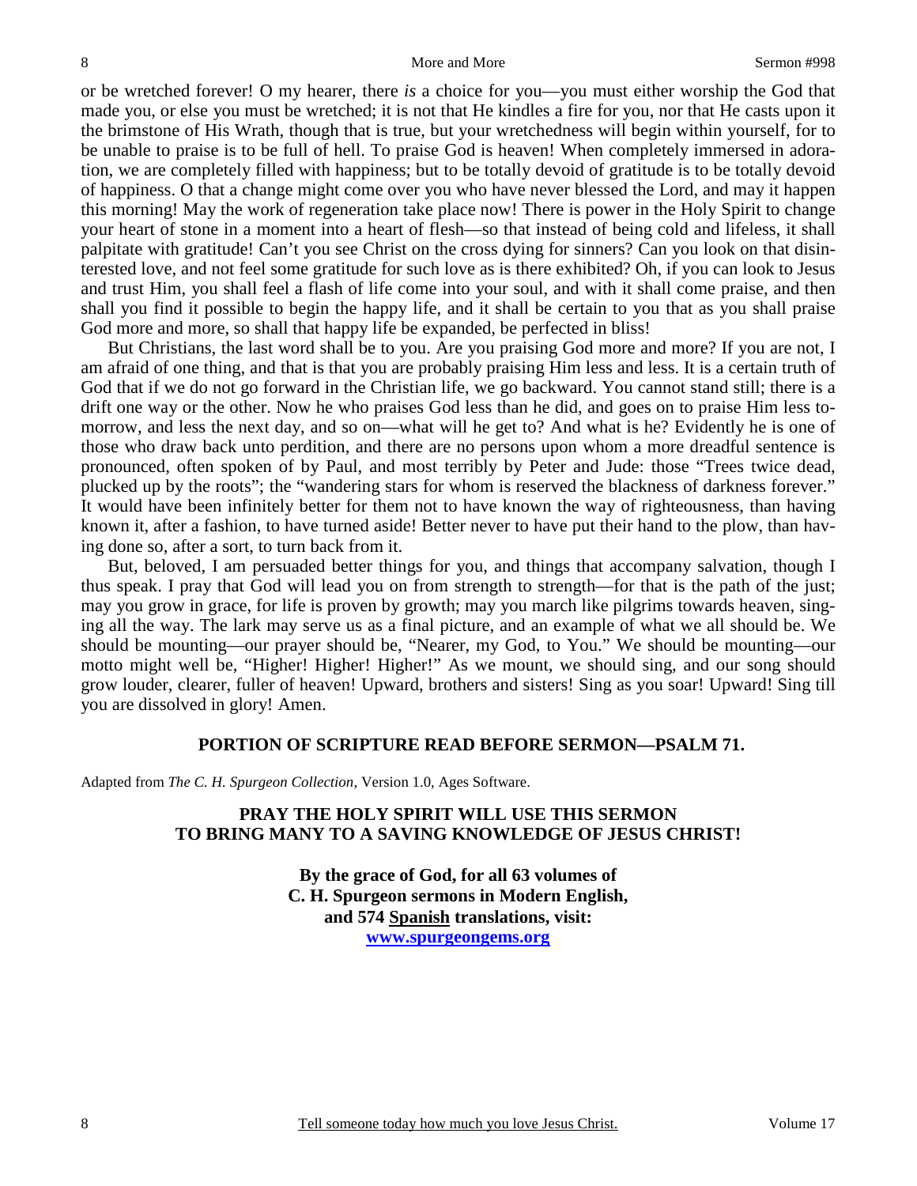or be wretched forever! O my hearer, there *is* a choice for you—you must either worship the God that made you, or else you must be wretched; it is not that He kindles a fire for you, nor that He casts upon it the brimstone of His Wrath, though that is true, but your wretchedness will begin within yourself, for to be unable to praise is to be full of hell. To praise God is heaven! When completely immersed in adoration, we are completely filled with happiness; but to be totally devoid of gratitude is to be totally devoid of happiness. O that a change might come over you who have never blessed the Lord, and may it happen this morning! May the work of regeneration take place now! There is power in the Holy Spirit to change your heart of stone in a moment into a heart of flesh—so that instead of being cold and lifeless, it shall palpitate with gratitude! Can't you see Christ on the cross dying for sinners? Can you look on that disinterested love, and not feel some gratitude for such love as is there exhibited? Oh, if you can look to Jesus and trust Him, you shall feel a flash of life come into your soul, and with it shall come praise, and then shall you find it possible to begin the happy life, and it shall be certain to you that as you shall praise God more and more, so shall that happy life be expanded, be perfected in bliss!

But Christians, the last word shall be to you. Are you praising God more and more? If you are not, I am afraid of one thing, and that is that you are probably praising Him less and less. It is a certain truth of God that if we do not go forward in the Christian life, we go backward. You cannot stand still; there is a drift one way or the other. Now he who praises God less than he did, and goes on to praise Him less tomorrow, and less the next day, and so on—what will he get to? And what is he? Evidently he is one of those who draw back unto perdition, and there are no persons upon whom a more dreadful sentence is pronounced, often spoken of by Paul, and most terribly by Peter and Jude: those "Trees twice dead, plucked up by the roots"; the "wandering stars for whom is reserved the blackness of darkness forever." It would have been infinitely better for them not to have known the way of righteousness, than having known it, after a fashion, to have turned aside! Better never to have put their hand to the plow, than having done so, after a sort, to turn back from it.

But, beloved, I am persuaded better things for you, and things that accompany salvation, though I thus speak. I pray that God will lead you on from strength to strength—for that is the path of the just; may you grow in grace, for life is proven by growth; may you march like pilgrims towards heaven, singing all the way. The lark may serve us as a final picture, and an example of what we all should be. We should be mounting—our prayer should be, "Nearer, my God, to You." We should be mounting—our motto might well be, "Higher! Higher! Higher!" As we mount, we should sing, and our song should grow louder, clearer, fuller of heaven! Upward, brothers and sisters! Sing as you soar! Upward! Sing till you are dissolved in glory! Amen.

**PORTION OF SCRIPTURE READ BEFORE SERMON—PSALM 71.**

Adapted from *The C. H. Spurgeon Collection*, Version 1.0, Ages Software.

**PRAY THE HOLY SPIRIT WILL USE THIS SERMON TO BRING MANY TO A SAVING KNOWLEDGE OF JESUS CHRIST!**

**By the grace of God, for all 63 volumes of C. H. Spurgeon sermons in Modern English, and 574 Spanish translations, visit: www.spurgeongems.org**

Tell someone today how much you love Jesus Christ.